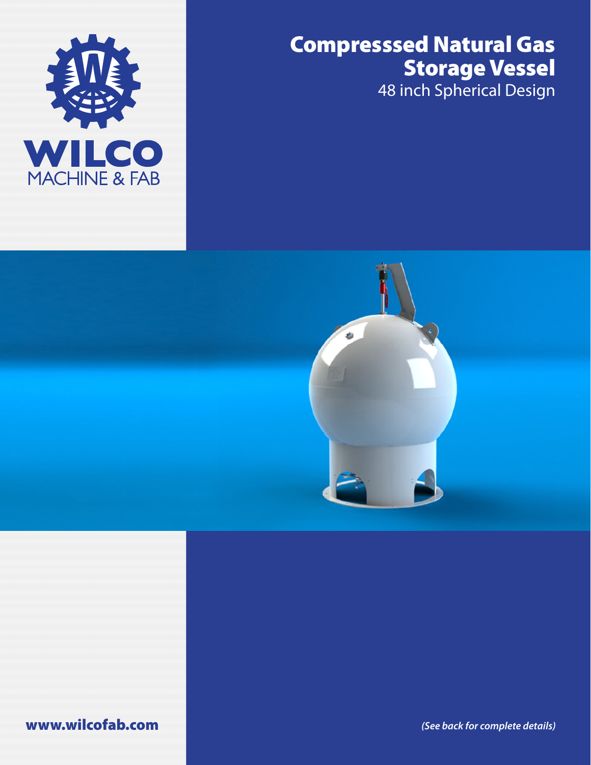WILCO
MACHINE & FAB

# Compresssed Natural Gas Storage Vessel

48 inch Spherical Design

www.wilcofab.com

*(See back for complete details)*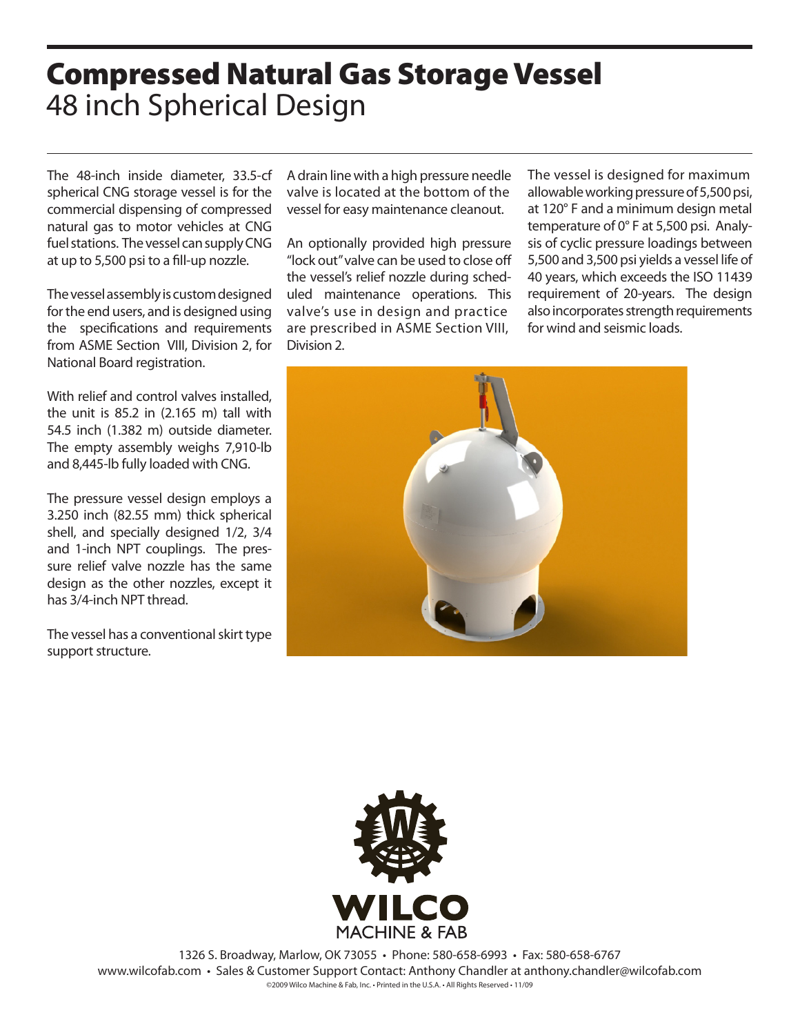# Compressed Natural Gas Storage Vessel

## 48 inch Spherical Design

The 48-inch inside diameter, 33.5-cf spherical CNG storage vessel is for the commercial dispensing of compressed natural gas to motor vehicles at CNG fuel stations. The vessel can supply CNG at up to 5,500 psi to a fill-up nozzle.

The vessel assembly is custom designed for the end users, and is designed using the specifications and requirements from ASME Section VIII, Division 2, for National Board registration.

With relief and control valves installed, the unit is 85.2 in (2.165 m) tall with 54.5 inch (1.382 m) outside diameter. The empty assembly weighs 7,910-lb and 8,445-lb fully loaded with CNG.

The pressure vessel design employs a 3.250 inch (82.55 mm) thick spherical shell, and specially designed 1/2, 3/4 and 1-inch NPT couplings. The pressure relief valve nozzle has the same design as the other nozzles, except it has 3/4-inch NPT thread.

The vessel has a conventional skirt type support structure.

A drain line with a high pressure needle valve is located at the bottom of the vessel for easy maintenance cleanout.

An optionally provided high pressure "lock out" valve can be used to close off the vessel's relief nozzle during scheduled maintenance operations. This valve's use in design and practice are prescribed in ASME Section VIII, Division 2.

The vessel is designed for maximum allowable working pressure of 5,500 psi, at 120° F and a minimum design metal temperature of 0° F at 5,500 psi. Analysis of cyclic pressure loadings between 5,500 and 3,500 psi yields a vessel life of 40 years, which exceeds the ISO 11439 requirement of 20-years. The design also incorporates strength requirements for wind and seismic loads.

WILCO
MACHINE & FAB

1326 S. Broadway, Marlow, OK 73055 • Phone: 580-658-6993 • Fax: 580-658-6767
www.wilcofab.com • Sales & Customer Support Contact: Anthony Chandler at anthony.chandler@wilcofab.com

©2009 Wilco Machine & Fab, Inc. • Printed in the U.S.A. • All Rights Reserved • 11/09